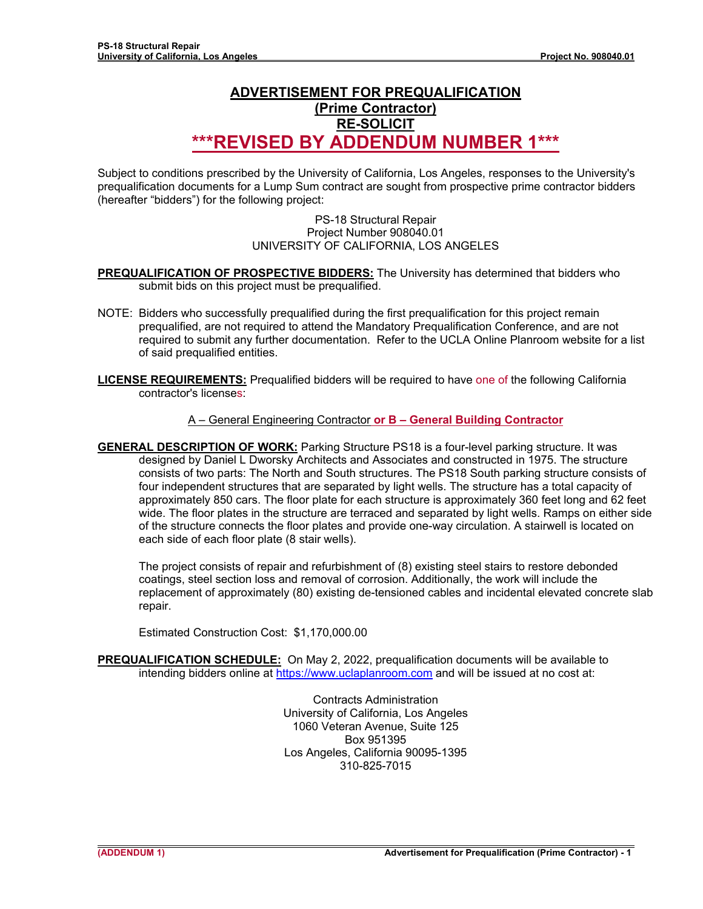# ADVERTISEMENT FOR PREQUALIFICATION
## (Prime Contractor)
## RE-SOLICIT
## ***REVISED BY ADDENDUM NUMBER 1***

Subject to conditions prescribed by the University of California, Los Angeles, responses to the University's prequalification documents for a Lump Sum contract are sought from prospective prime contractor bidders (hereafter "bidders") for the following project:

PS-18 Structural Repair
Project Number 908040.01
UNIVERSITY OF CALIFORNIA, LOS ANGELES

**PREQUALIFICATION OF PROSPECTIVE BIDDERS:** The University has determined that bidders who submit bids on this project must be prequalified.

NOTE: Bidders who successfully prequalified during the first prequalification for this project remain prequalified, are not required to attend the Mandatory Prequalification Conference, and are not required to submit any further documentation. Refer to the UCLA Online Planroom website for a list of said prequalified entities.

**LICENSE REQUIREMENTS:** Prequalified bidders will be required to have one of the following California contractor's licenses:

A – General Engineering Contractor **or B – General Building Contractor**

**GENERAL DESCRIPTION OF WORK:** Parking Structure PS18 is a four-level parking structure. It was designed by Daniel L Dworsky Architects and Associates and constructed in 1975. The structure consists of two parts: The North and South structures. The PS18 South parking structure consists of four independent structures that are separated by light wells. The structure has a total capacity of approximately 850 cars. The floor plate for each structure is approximately 360 feet long and 62 feet wide. The floor plates in the structure are terraced and separated by light wells. Ramps on either side of the structure connects the floor plates and provide one-way circulation. A stairwell is located on each side of each floor plate (8 stair wells).

The project consists of repair and refurbishment of (8) existing steel stairs to restore debonded coatings, steel section loss and removal of corrosion. Additionally, the work will include the replacement of approximately (80) existing de-tensioned cables and incidental elevated concrete slab repair.

Estimated Construction Cost: $1,170,000.00

**PREQUALIFICATION SCHEDULE:** On May 2, 2022, prequalification documents will be available to intending bidders online at https://www.uclaplanroom.com and will be issued at no cost at:

Contracts Administration
University of California, Los Angeles
1060 Veteran Avenue, Suite 125
Box 951395
Los Angeles, California 90095-1395
310-825-7015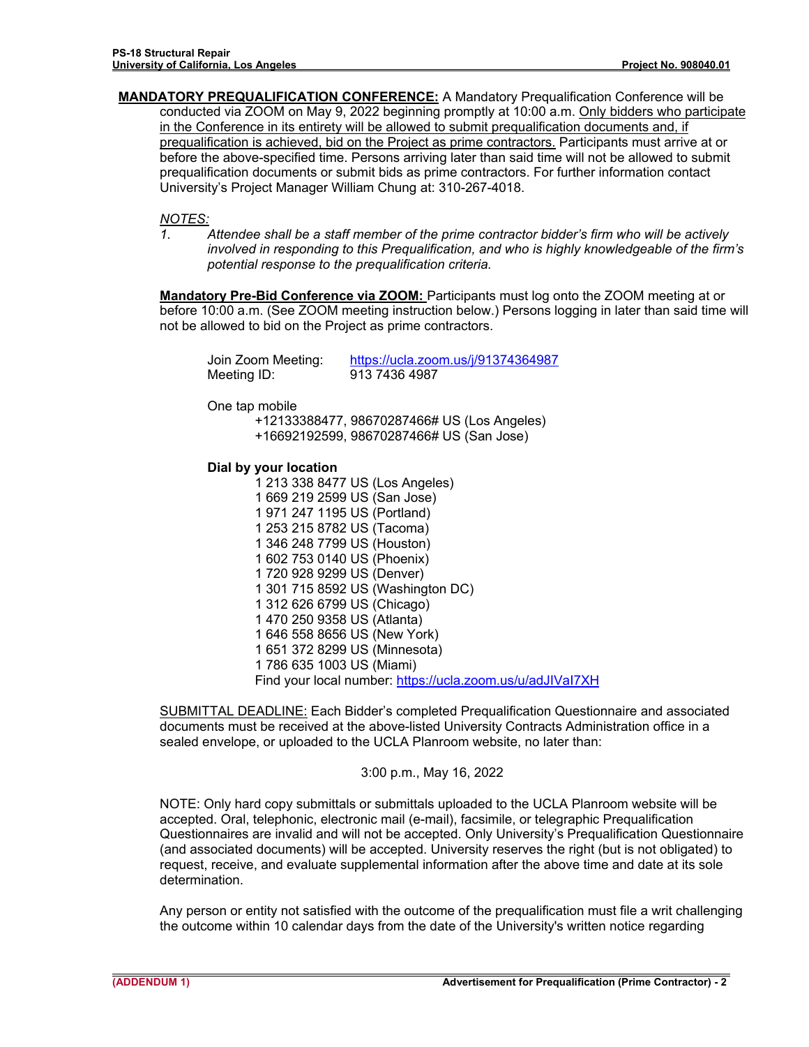**<u>MANDATORY PREQUALIFICATION CONFERENCE:</u>** A Mandatory Prequalification Conference will be conducted via ZOOM on May 9, 2022 beginning promptly at 10:00 a.m. <u>Only bidders who participate in the Conference in its entirety will be allowed to submit prequalification documents and, if prequalification is achieved, bid on the Project as prime contractors.</u> Participants must arrive at or before the above-specified time. Persons arriving later than said time will not be allowed to submit prequalification documents or submit bids as prime contractors. For further information contact University's Project Manager William Chung at: 310-267-4018.

*<u>NOTES:</u>*

1. *Attendee shall be a staff member of the prime contractor bidder's firm who will be actively involved in responding to this Prequalification, and who is highly knowledgeable of the firm's potential response to the prequalification criteria.*

**<u>Mandatory Pre-Bid Conference via ZOOM:</u>** Participants must log onto the ZOOM meeting at or before 10:00 a.m. (See ZOOM meeting instruction below.) Persons logging in later than said time will not be allowed to bid on the Project as prime contractors.

Join Zoom Meeting: https://ucla.zoom.us/j/91374364987
Meeting ID: 913 7436 4987

One tap mobile
+12133388477, 98670287466# US (Los Angeles)
+16692192599, 98670287466# US (San Jose)

**Dial by your location**
1 213 338 8477 US (Los Angeles)
1 669 219 2599 US (San Jose)
1 971 247 1195 US (Portland)
1 253 215 8782 US (Tacoma)
1 346 248 7799 US (Houston)
1 602 753 0140 US (Phoenix)
1 720 928 9299 US (Denver)
1 301 715 8592 US (Washington DC)
1 312 626 6799 US (Chicago)
1 470 250 9358 US (Atlanta)
1 646 558 8656 US (New York)
1 651 372 8299 US (Minnesota)
1 786 635 1003 US (Miami)
Find your local number: https://ucla.zoom.us/u/adJIVaI7XH

<u>SUBMITTAL DEADLINE:</u> Each Bidder's completed Prequalification Questionnaire and associated documents must be received at the above-listed University Contracts Administration office in a sealed envelope, or uploaded to the UCLA Planroom website, no later than:

3:00 p.m., May 16, 2022

NOTE: Only hard copy submittals or submittals uploaded to the UCLA Planroom website will be accepted. Oral, telephonic, electronic mail (e-mail), facsimile, or telegraphic Prequalification Questionnaires are invalid and will not be accepted. Only University's Prequalification Questionnaire (and associated documents) will be accepted. University reserves the right (but is not obligated) to request, receive, and evaluate supplemental information after the above time and date at its sole determination.

Any person or entity not satisfied with the outcome of the prequalification must file a writ challenging the outcome within 10 calendar days from the date of the University's written notice regarding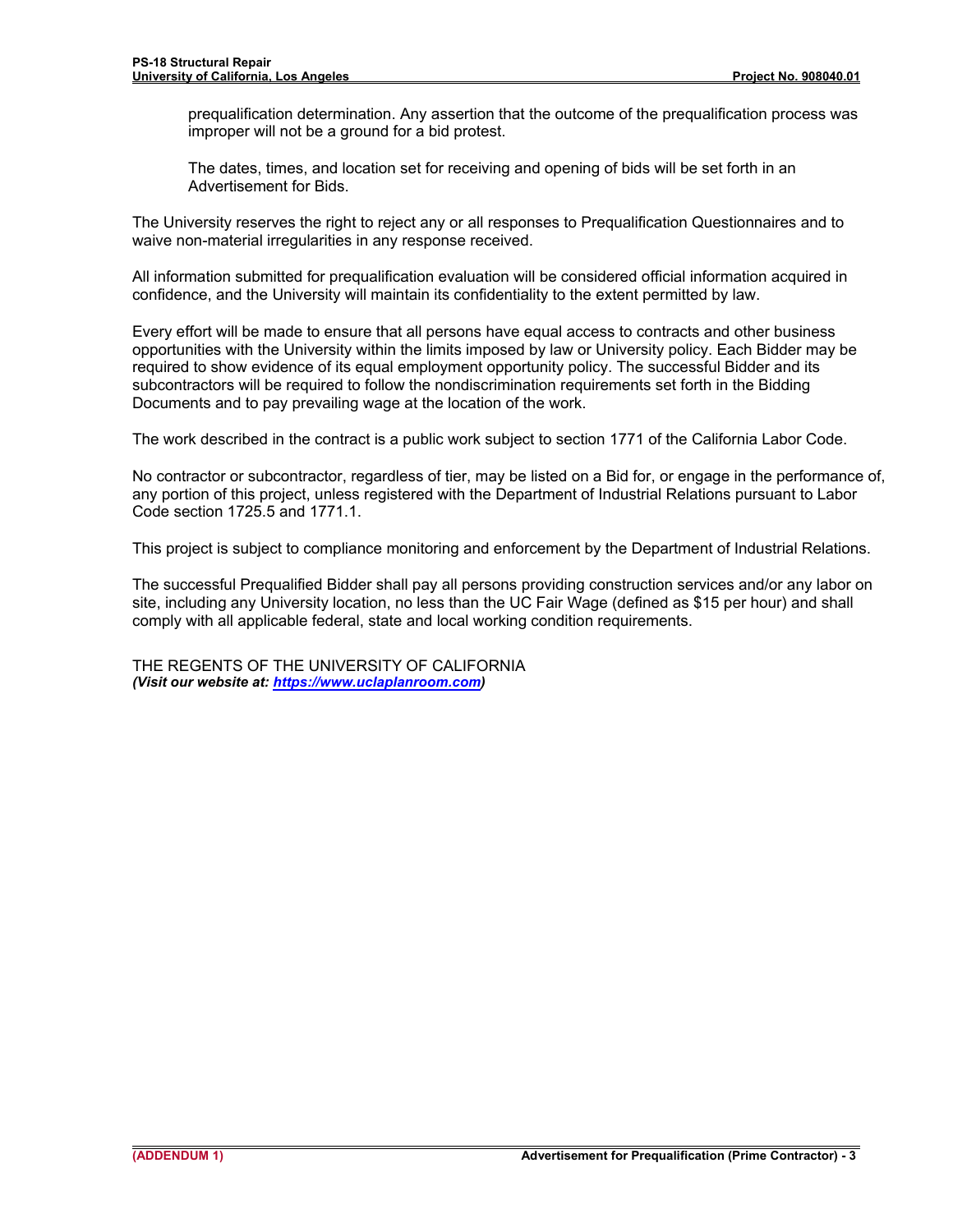prequalification determination. Any assertion that the outcome of the prequalification process was improper will not be a ground for a bid protest.

The dates, times, and location set for receiving and opening of bids will be set forth in an Advertisement for Bids.

The University reserves the right to reject any or all responses to Prequalification Questionnaires and to waive non-material irregularities in any response received.

All information submitted for prequalification evaluation will be considered official information acquired in confidence, and the University will maintain its confidentiality to the extent permitted by law.

Every effort will be made to ensure that all persons have equal access to contracts and other business opportunities with the University within the limits imposed by law or University policy. Each Bidder may be required to show evidence of its equal employment opportunity policy. The successful Bidder and its subcontractors will be required to follow the nondiscrimination requirements set forth in the Bidding Documents and to pay prevailing wage at the location of the work.

The work described in the contract is a public work subject to section 1771 of the California Labor Code.

No contractor or subcontractor, regardless of tier, may be listed on a Bid for, or engage in the performance of, any portion of this project, unless registered with the Department of Industrial Relations pursuant to Labor Code section 1725.5 and 1771.1.

This project is subject to compliance monitoring and enforcement by the Department of Industrial Relations.

The successful Prequalified Bidder shall pay all persons providing construction services and/or any labor on site, including any University location, no less than the UC Fair Wage (defined as $15 per hour) and shall comply with all applicable federal, state and local working condition requirements.

THE REGENTS OF THE UNIVERSITY OF CALIFORNIA
***(Visit our website at: [https://www.uclaplanroom.com](https://www.uclaplanroom.com))***